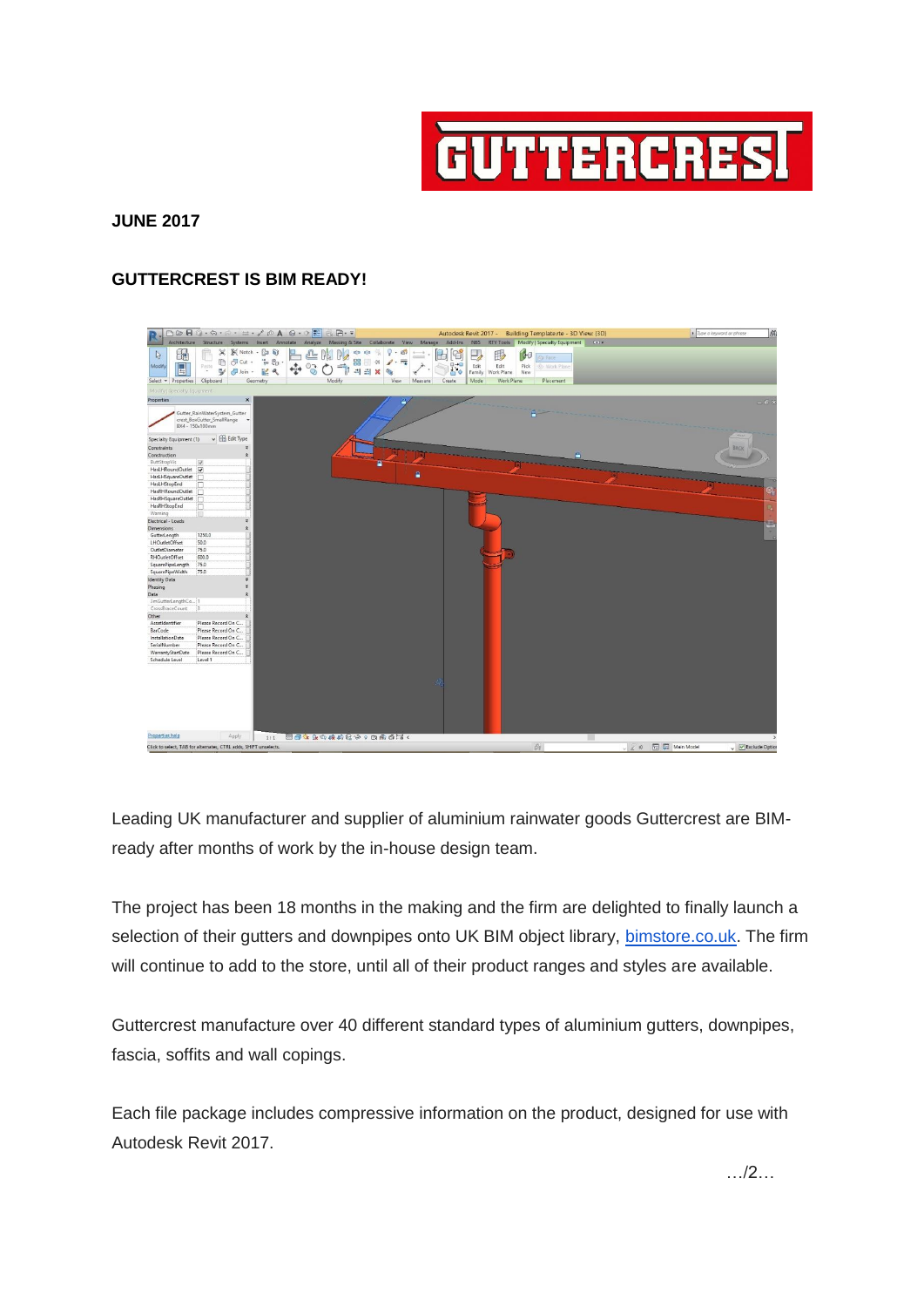**JUNE 2017**

**GUTTERCREST IS BIM READY!**

Leading UK manufacturer and supplier of aluminium rainwater goods Guttercrest are BIM-ready after months of work by the in-house design team.

The project has been 18 months in the making and the firm are delighted to finally launch a selection of their gutters and downpipes onto UK BIM object library, [bimstore.co.uk](bimstore.co.uk). The firm will continue to add to the store, until all of their product ranges and styles are available.

Guttercrest manufacture over 40 different standard types of aluminium gutters, downpipes, fascia, soffits and wall copings.

Each file package includes compressive information on the product, designed for use with Autodesk Revit 2017.

…/2…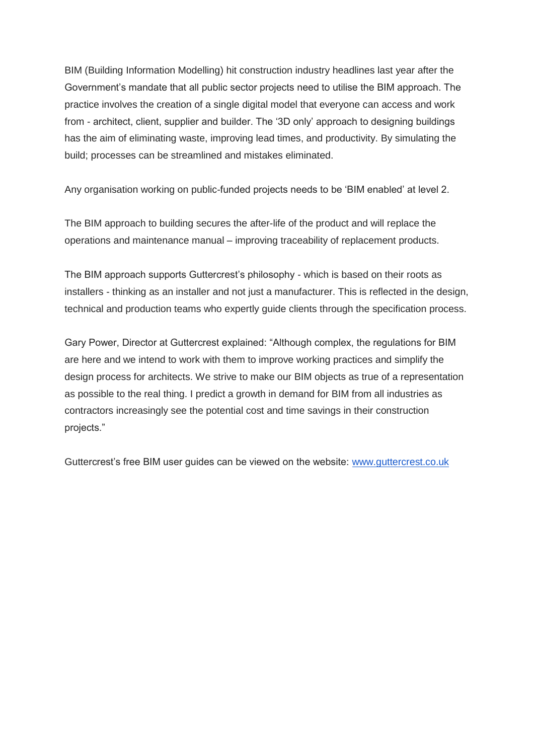BIM (Building Information Modelling) hit construction industry headlines last year after the Government's mandate that all public sector projects need to utilise the BIM approach. The practice involves the creation of a single digital model that everyone can access and work from - architect, client, supplier and builder. The '3D only' approach to designing buildings has the aim of eliminating waste, improving lead times, and productivity. By simulating the build; processes can be streamlined and mistakes eliminated.

Any organisation working on public-funded projects needs to be 'BIM enabled' at level 2.

The BIM approach to building secures the after-life of the product and will replace the operations and maintenance manual – improving traceability of replacement products.

The BIM approach supports Guttercrest's philosophy - which is based on their roots as installers - thinking as an installer and not just a manufacturer. This is reflected in the design, technical and production teams who expertly guide clients through the specification process.

Gary Power, Director at Guttercrest explained: "Although complex, the regulations for BIM are here and we intend to work with them to improve working practices and simplify the design process for architects. We strive to make our BIM objects as true of a representation as possible to the real thing. I predict a growth in demand for BIM from all industries as contractors increasingly see the potential cost and time savings in their construction projects."

Guttercrest's free BIM user guides can be viewed on the website: [www.guttercrest.co.uk](http://www.guttercrest.co.uk)